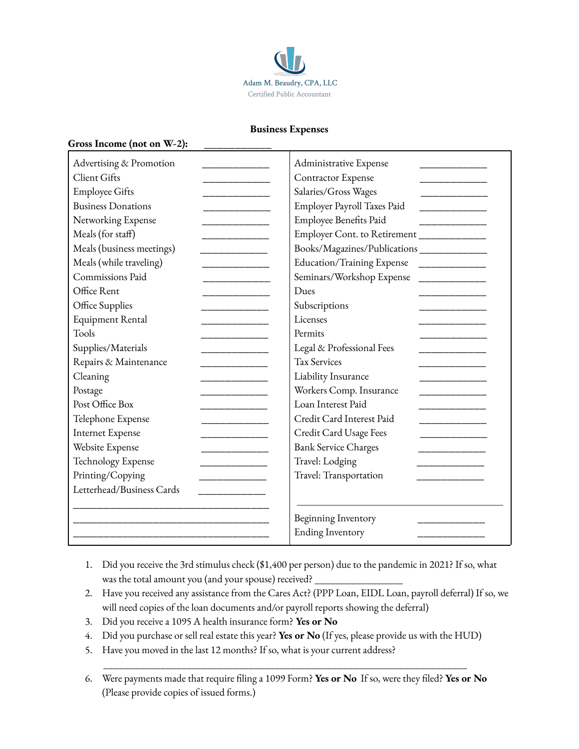Adam M. Beaudry, CPA, LLC
Certified Public Accountant

## Business Expenses

**Gross Income (not on W-2):** ____________

| | | | |
|---|---|---|---|
| Advertising & Promotion | ____________ | Administrative Expense | ____________ |
| Client Gifts | ____________ | Contractor Expense | ____________ |
| Employee Gifts | ____________ | Salaries/Gross Wages | ____________ |
| Business Donations | ____________ | Employer Payroll Taxes Paid | ____________ |
| Networking Expense | ____________ | Employee Benefits Paid | ____________ |
| Meals (for staff) | ____________ | Employer Cont. to Retirement | ____________ |
| Meals (business meetings) | ____________ | Books/Magazines/Publications | ____________ |
| Meals (while traveling) | ____________ | Education/Training Expense | ____________ |
| Commissions Paid | ____________ | Seminars/Workshop Expense | ____________ |
| Office Rent | ____________ | Dues | ____________ |
| Office Supplies | ____________ | Subscriptions | ____________ |
| Equipment Rental | ____________ | Licenses | ____________ |
| Tools | ____________ | Permits | ____________ |
| Supplies/Materials | ____________ | Legal & Professional Fees | ____________ |
| Repairs & Maintenance | ____________ | Tax Services | ____________ |
| Cleaning | ____________ | Liability Insurance | ____________ |
| Postage | ____________ | Workers Comp. Insurance | ____________ |
| Post Office Box | ____________ | Loan Interest Paid | ____________ |
| Telephone Expense | ____________ | Credit Card Interest Paid | ____________ |
| Internet Expense | ____________ | Credit Card Usage Fees | ____________ |
| Website Expense | ____________ | Bank Service Charges | ____________ |
| Technology Expense | ____________ | Travel: Lodging | ____________ |
| Printing/Copying | ____________ | Travel: Transportation | ____________ |
| Letterhead/Business Cards | ____________ | | |
| ____________________________________ | | ____________________________________ | |
| ____________________________________ | | Beginning Inventory | ____________ |
| ____________________________________ | | Ending Inventory | ____________ |

1. Did you receive the 3rd stimulus check ($1,400 per person) due to the pandemic in 2021? If so, what was the total amount you (and your spouse) received? ________________
2. Have you received any assistance from the Cares Act? (PPP Loan, EIDL Loan, payroll deferral) If so, we will need copies of the loan documents and/or payroll reports showing the deferral)
3. Did you receive a 1095 A health insurance form? **Yes or No**
4. Did you purchase or sell real estate this year? **Yes or No** (If yes, please provide us with the HUD)
5. Have you moved in the last 12 months? If so, what is your current address?

   ____________________________________________________________________

6. Were payments made that require filing a 1099 Form? **Yes or No** If so, were they filed? **Yes or No** (Please provide copies of issued forms.)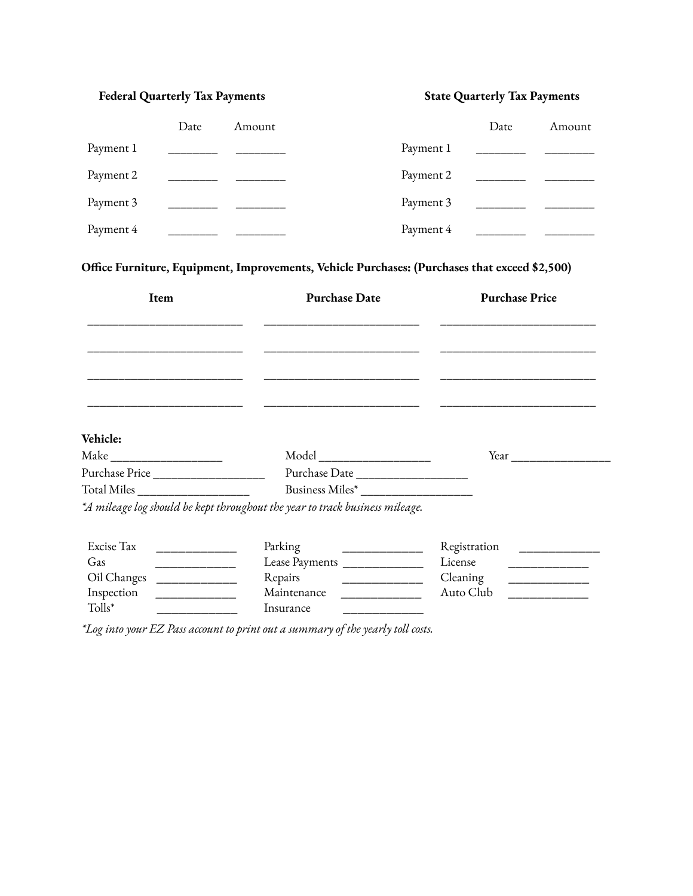**Federal Quarterly Tax Payments**

| | Date | Amount |
|---|---|---|
| Payment 1 | ________ | ________ |
| Payment 2 | ________ | ________ |
| Payment 3 | ________ | ________ |
| Payment 4 | ________ | ________ |

**State Quarterly Tax Payments**

| | Date | Amount |
|---|---|---|
| Payment 1 | ________ | ________ |
| Payment 2 | ________ | ________ |
| Payment 3 | ________ | ________ |
| Payment 4 | ________ | ________ |

**Office Furniture, Equipment, Improvements, Vehicle Purchases: (Purchases that exceed $2,500)**

| Item | Purchase Date | Purchase Price |
|---|---|---|
| ______________________ | ______________________ | ______________________ |
| ______________________ | ______________________ | ______________________ |
| ______________________ | ______________________ | ______________________ |
| ______________________ | ______________________ | ______________________ |

**Vehicle:**

Make __________________ Model __________________ Year ________________

Purchase Price __________________ Purchase Date __________________

Total Miles __________________ Business Miles* __________________

*\*A mileage log should be kept throughout the year to track business mileage.*

| | | | | | |
|---|---|---|---|---|---|
| Excise Tax | ____________ | Parking | ____________ | Registration | ____________ |
| Gas | ____________ | Lease Payments | ____________ | License | ____________ |
| Oil Changes | ____________ | Repairs | ____________ | Cleaning | ____________ |
| Inspection | ____________ | Maintenance | ____________ | Auto Club | ____________ |
| Tolls* | ____________ | Insurance | ____________ | | |

*\*Log into your EZ Pass account to print out a summary of the yearly toll costs.*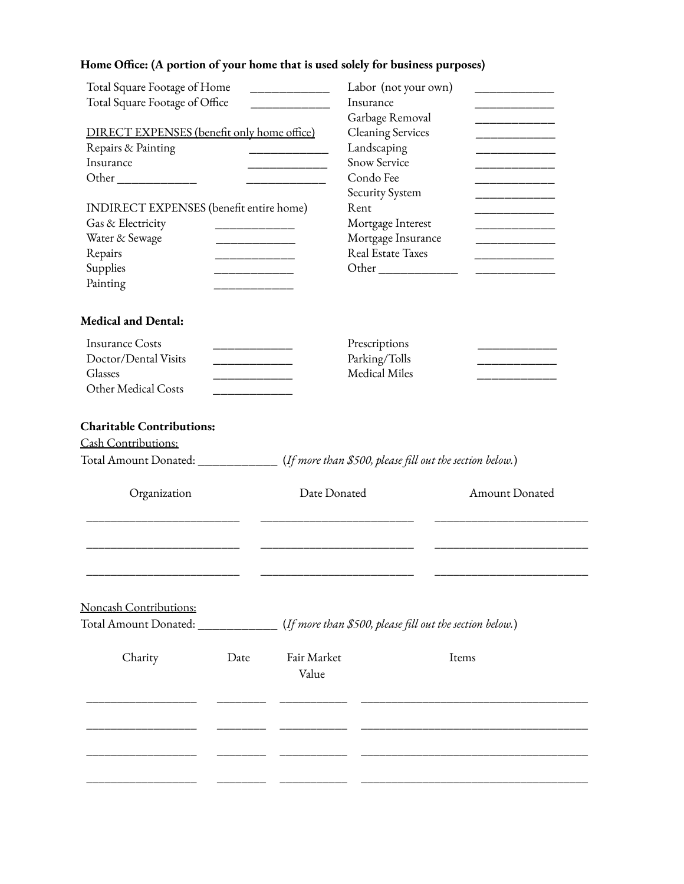**Home Office: (A portion of your home that is used solely for business purposes)**

Total Square Footage of Home ____________
Total Square Footage of Office ____________

DIRECT EXPENSES (benefit only home office)

Repairs & Painting ____________
Insurance ____________
Other ____________ ____________

INDIRECT EXPENSES (benefit entire home)

Gas & Electricity ____________
Water & Sewage ____________
Repairs ____________
Supplies ____________
Painting ____________
Labor (not your own) ____________
Insurance ____________
Garbage Removal ____________
Cleaning Services ____________
Landscaping ____________
Snow Service ____________
Condo Fee ____________
Security System ____________
Rent ____________
Mortgage Interest ____________
Mortgage Insurance ____________
Real Estate Taxes ____________
Other ____________ ____________

**Medical and Dental:**

Insurance Costs ____________
Doctor/Dental Visits ____________
Glasses ____________
Other Medical Costs ____________
Prescriptions ____________
Parking/Tolls ____________
Medical Miles ____________

**Charitable Contributions:**

Cash Contributions:

Total Amount Donated: ____________ (*If more than $500, please fill out the section below.*)

| Organization | Date Donated | Amount Donated |
| --- | --- | --- |
| | | |
| | | |
| | | |

Noncash Contributions:

Total Amount Donated: ____________ (*If more than $500, please fill out the section below.*)

| Charity | Date | Fair Market Value | Items |
| --- | --- | --- | --- |
| | | | |
| | | | |
| | | | |
| | | | |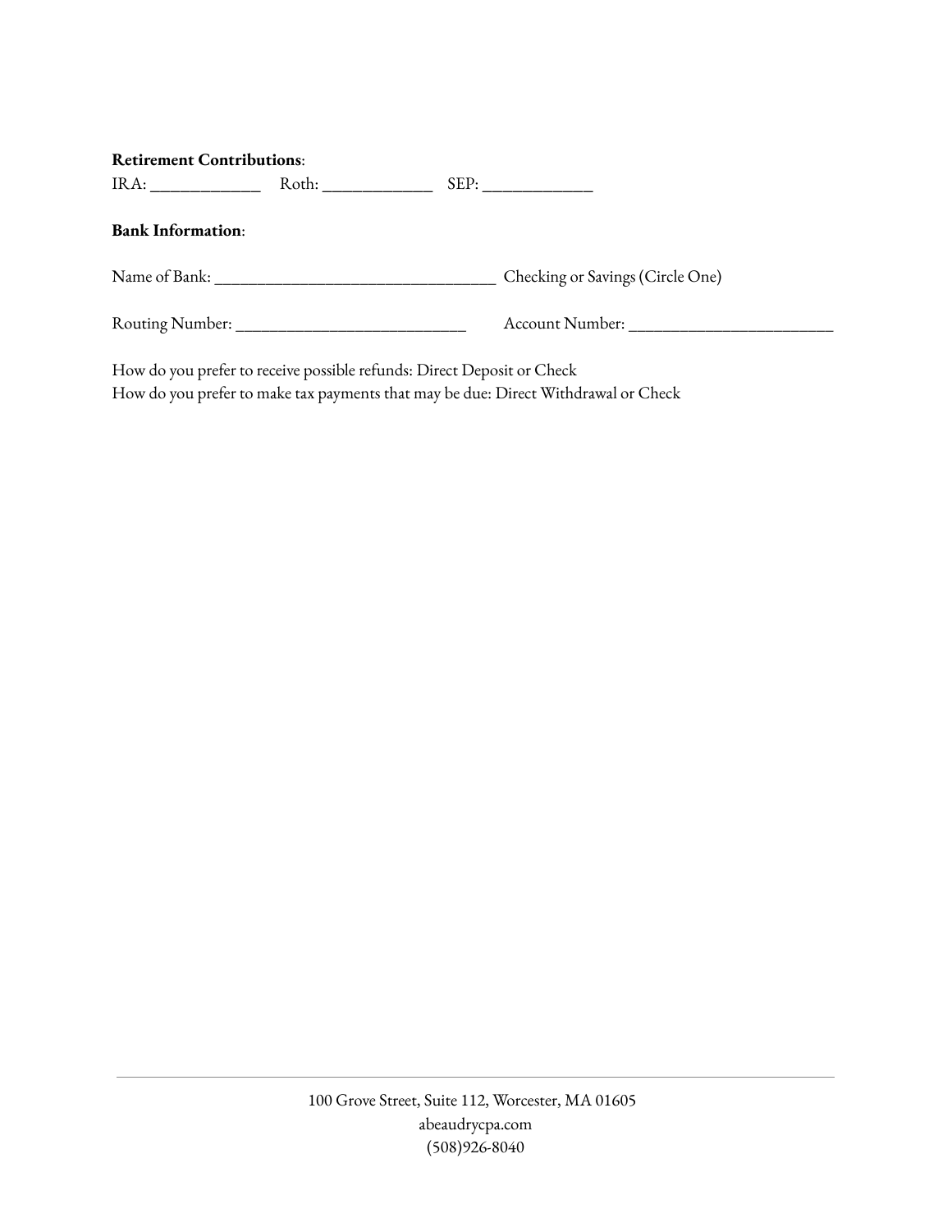**Retirement Contributions**:

IRA: _____________ Roth: _____________ SEP: _____________

**Bank Information**:

Name of Bank: _________________________________ Checking or Savings (Circle One)

Routing Number: ___________________________ Account Number: ________________________

How do you prefer to receive possible refunds: Direct Deposit or Check

How do you prefer to make tax payments that may be due: Direct Withdrawal or Check

100 Grove Street, Suite 112, Worcester, MA 01605

abeaudrycpa.com

(508)926-8040